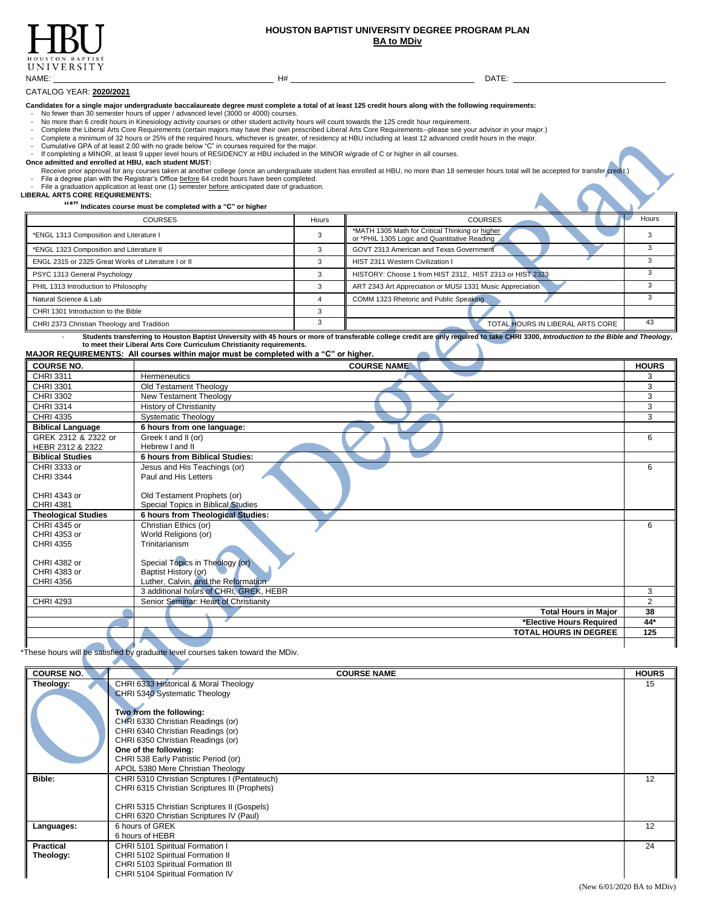# HOUSTON BAPTIST UNIVERSITY DEGREE PROGRAM PLAN

## BA to MDiv

NAME: ______________________ H# ______________________ DATE: ______________________

CATALOG YEAR: **2020/2021**

**Candidates for a single major undergraduate baccalaureate degree must complete a total of at least 125 credit hours along with the following requirements:**

- No fewer than 30 semester hours of upper / advanced level (3000 or 4000) courses.
- No more than 6 credit hours in Kinesiology activity courses or other student activity hours will count towards the 125 credit hour requirement.
- Complete the Liberal Arts Core Requirements (certain majors may have their own prescribed Liberal Arts Core Requirements--please see your advisor in your major.)
- Complete a minimum of 32 hours or 25% of the required hours, whichever is greater, of residency at HBU including at least 12 advanced credit hours in the major.
- Cumulative GPA of at least 2.00 with no grade below "C" in courses required for the major.
- If completing a MINOR, at least 9 upper level hours of RESIDENCY at HBU included in the MINOR w/grade of C or higher in all courses.

**Once admitted and enrolled at HBU, each student MUST:**

- Receive prior approval for any courses taken at another college (once an undergraduate student has enrolled at HBU, no more than 18 semester hours total will be accepted for transfer credit.)
- File a degree plan with the Registrar's Office before 64 credit hours have been completed.
- File a graduation application at least one (1) semester before anticipated date of graduation.

**LIBERAL ARTS CORE REQUIREMENTS:**

**"*" Indicates course must be completed with a "C" or higher**

| COURSES | Hours | COURSES | Hours |
|---|---|---|---|
| *ENGL 1313 Composition and Literature I | 3 | *MATH 1305 Math for Critical Thinking or higher or *PHIL 1305 Logic and Quantitative Reading | 3 |
| *ENGL 1323 Composition and Literature II | 3 | GOVT 2313 American and Texas Government | 3 |
| ENGL 2315 or 2325 Great Works of Literature I or II | 3 | HIST 2311 Western Civilization I | 3 |
| PSYC 1313 General Psychology | 3 | HISTORY: Choose 1 from HIST 2312, HIST 2313 or HIST 2323 | 3 |
| PHIL 1313 Introduction to Philosophy | 3 | ART 2343 Art Appreciation or MUSI 1331 Music Appreciation | 3 |
| Natural Science & Lab | 4 | COMM 1323 Rhetoric and Public Speaking | 3 |
| CHRI 1301 Introduction to the Bible | 3 | | |
| CHRI 2373 Christian Theology and Tradition | 3 | TOTAL HOURS IN LIBERAL ARTS CORE | 43 |

- **Students transferring to Houston Baptist University with 45 hours or more of transferable college credit are only required to take CHRI 3300, *Introduction to the Bible and Theology*, to meet their Liberal Arts Core Curriculum Christianity requirements.**

**MAJOR REQUIREMENTS: All courses within major must be completed with a "C" or higher.**

| COURSE NO. | COURSE NAME | HOURS |
|---|---|---|
| CHRI 3311 | Hermeneutics | 3 |
| CHRI 3301 | Old Testament Theology | 3 |
| CHRI 3302 | New Testament Theology | 3 |
| CHRI 3314 | History of Christianity | 3 |
| CHRI 4335 | Systematic Theology | 3 |
| **Biblical Language** | **6 hours from one language:** | |
| GREEK 2312 & 2322 or HEBR 2312 & 2322 | Greek I and II (or) Hebrew I and II | 6 |
| **Biblical Studies** | **6 hours from Biblical Studies:** | |
| CHRI 3333 or CHRI 3344 CHRI 4343 or CHRI 4381 | Jesus and His Teachings (or) Paul and His Letters Old Testament Prophets (or) Special Topics in Biblical Studies | 6 |
| **Theological Studies** | **6 hours from Theological Studies:** | |
| CHRI 4345 or CHRI 4353 or CHRI 4355 CHRI 4382 or CHRI 4383 or CHRI 4356 | Christian Ethics (or) World Religions (or) Trinitarianism Special Topics in Theology (or) Baptist History (or) Luther, Calvin, and the Reformation | 6 |
| | 3 additional hours of CHRI, GREK, HEBR | 3 |
| CHRI 4293 | Senior Seminar: Heart of Christianity | 2 |
| | **Total Hours in Major** | **38** |
| | ***Elective Hours Required** | **44*** |
| | **TOTAL HOURS IN DEGREE** | **125** |

*These hours will be satisfied by graduate level courses taken toward the MDiv.

| COURSE NO. | COURSE NAME | HOURS |
|---|---|---|
| **Theology:** | CHRI 6333 Historical & Moral Theology<br>CHRI 5340 Systematic Theology<br>**Two from the following:**<br>CHRI 6330 Christian Readings (or)<br>CHRI 6340 Christian Readings (or)<br>CHRI 6350 Christian Readings (or)<br>**One of the following:**<br>CHRI 538 Early Patristic Period (or)<br>APOL 5380 Mere Christian Theology | 15 |
| **Bible:** | CHRI 5310 Christian Scriptures I (Pentateuch)<br>CHRI 6315 Christian Scriptures III (Prophets)<br>CHRI 5315 Christian Scriptures II (Gospels)<br>CHRI 6320 Christian Scriptures IV (Paul) | 12 |
| **Languages:** | 6 hours of GREK<br>6 hours of HEBR | 12 |
| **Practical Theology:** | CHRI 5101 Spiritual Formation I<br>CHRI 5102 Spiritual Formation II<br>CHRI 5103 Spiritual Formation III<br>CHRI 5104 Spiritual Formation IV | 24 |

(New 6/01/2020 BA to MDiv)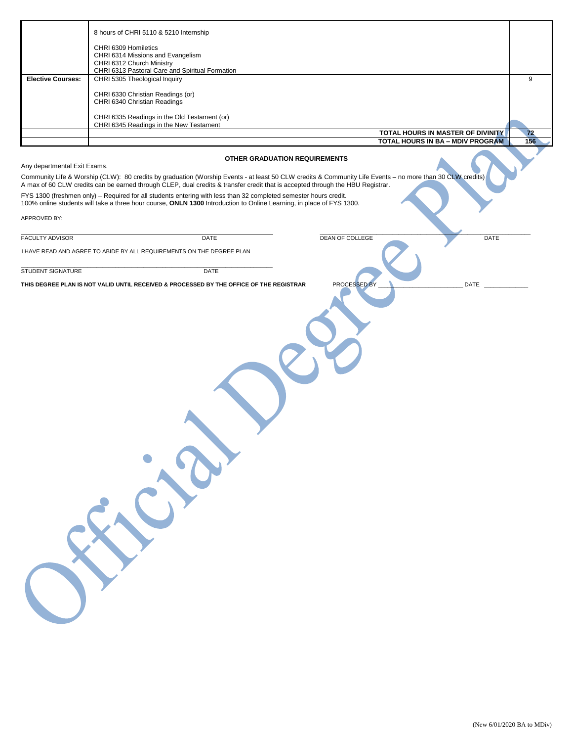| | | |
|---|---|---|
| | 8 hours of CHRI 5110 & 5210 Internship<br><br>CHRI 6309 Homiletics<br>CHRI 6314 Missions and Evangelism<br>CHRI 6312 Church Ministry<br>CHRI 6313 Pastoral Care and Spiritual Formation | |
| **Elective Courses:** | CHRI 5305 Theological Inquiry<br><br>CHRI 6330 Christian Readings (or)<br>CHRI 6340 Christian Readings<br><br>CHRI 6335 Readings in the Old Testament (or)<br>CHRI 6345 Readings in the New Testament | 9 |
| | **TOTAL HOURS IN MASTER OF DIVINITY** | **72** |
| | **TOTAL HOURS IN BA – MDIV PROGRAM** | **156** |

**OTHER GRADUATION REQUIREMENTS**

Any departmental Exit Exams.

Community Life & Worship (CLW): 80 credits by graduation (Worship Events - at least 50 CLW credits & Community Life Events – no more than 30 CLW credits)
A max of 60 CLW credits can be earned through CLEP, dual credits & transfer credit that is accepted through the HBU Registrar.

FYS 1300 (freshmen only) – Required for all students entering with less than 32 completed semester hours credit.
100% online students will take a three hour course, **ONLN 1300** Introduction to Online Learning, in place of FYS 1300.

APPROVED BY:

______________________________ DATE ______________ ______________________________ DATE ______________

FACULTY ADVISOR DATE DEAN OF COLLEGE DATE

I HAVE READ AND AGREE TO ABIDE BY ALL REQUIREMENTS ON THE DEGREE PLAN

______________________________ DATE ______________

STUDENT SIGNATURE DATE

**THIS DEGREE PLAN IS NOT VALID UNTIL RECEIVED & PROCESSED BY THE OFFICE OF THE REGISTRAR** PROCESSED BY ______________________ DATE ____________

Official Degree Plan

(New 6/01/2020 BA to MDiv)